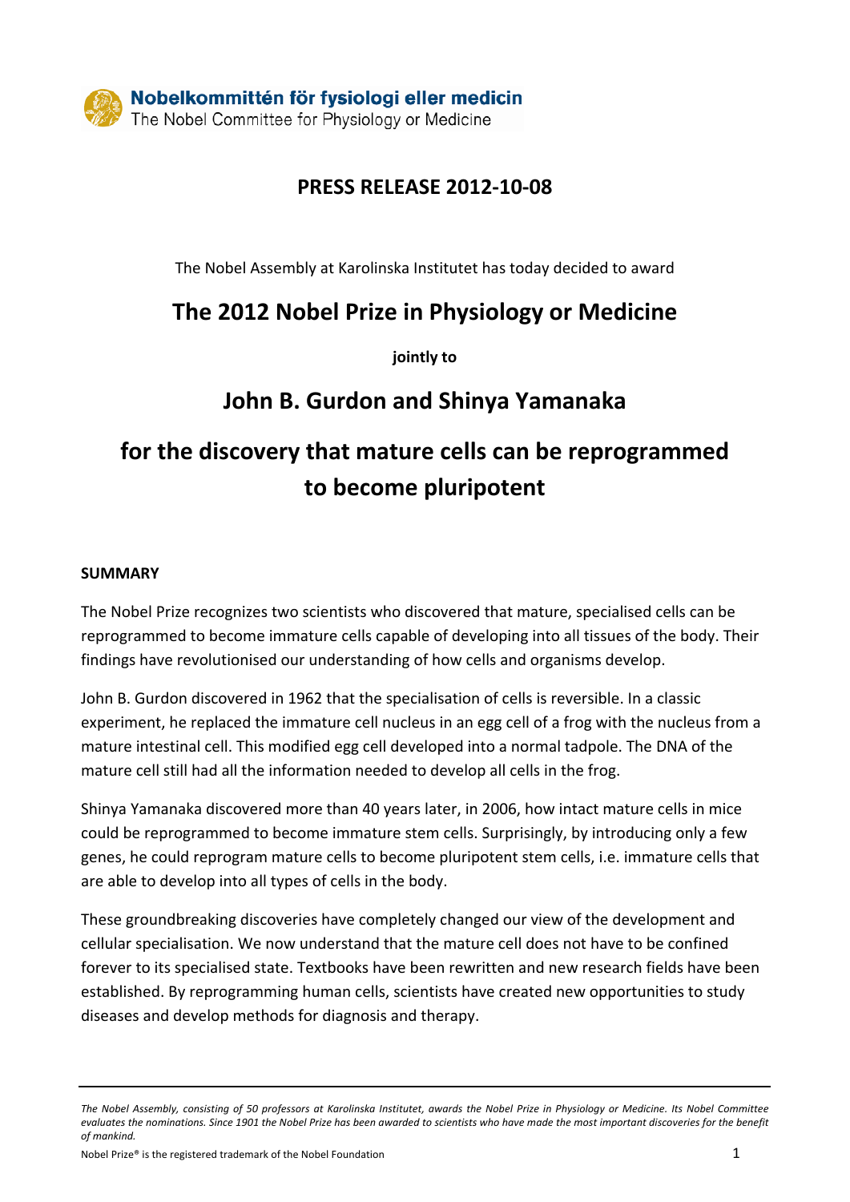Nobelkommittén för fysiologi eller medicin
The Nobel Committee for Physiology or Medicine

# PRESS RELEASE 2012-10-08

The Nobel Assembly at Karolinska Institutet has today decided to award

## The 2012 Nobel Prize in Physiology or Medicine

**jointly to**

## John B. Gurdon and Shinya Yamanaka

## for the discovery that mature cells can be reprogrammed to become pluripotent

### SUMMARY

The Nobel Prize recognizes two scientists who discovered that mature, specialised cells can be reprogrammed to become immature cells capable of developing into all tissues of the body. Their findings have revolutionised our understanding of how cells and organisms develop.

John B. Gurdon discovered in 1962 that the specialisation of cells is reversible. In a classic experiment, he replaced the immature cell nucleus in an egg cell of a frog with the nucleus from a mature intestinal cell. This modified egg cell developed into a normal tadpole. The DNA of the mature cell still had all the information needed to develop all cells in the frog.

Shinya Yamanaka discovered more than 40 years later, in 2006, how intact mature cells in mice could be reprogrammed to become immature stem cells. Surprisingly, by introducing only a few genes, he could reprogram mature cells to become pluripotent stem cells, i.e. immature cells that are able to develop into all types of cells in the body.

These groundbreaking discoveries have completely changed our view of the development and cellular specialisation. We now understand that the mature cell does not have to be confined forever to its specialised state. Textbooks have been rewritten and new research fields have been established. By reprogramming human cells, scientists have created new opportunities to study diseases and develop methods for diagnosis and therapy.

---

*The Nobel Assembly, consisting of 50 professors at Karolinska Institutet, awards the Nobel Prize in Physiology or Medicine. Its Nobel Committee evaluates the nominations. Since 1901 the Nobel Prize has been awarded to scientists who have made the most important discoveries for the benefit of mankind.*

Nobel Prize® is the registered trademark of the Nobel Foundation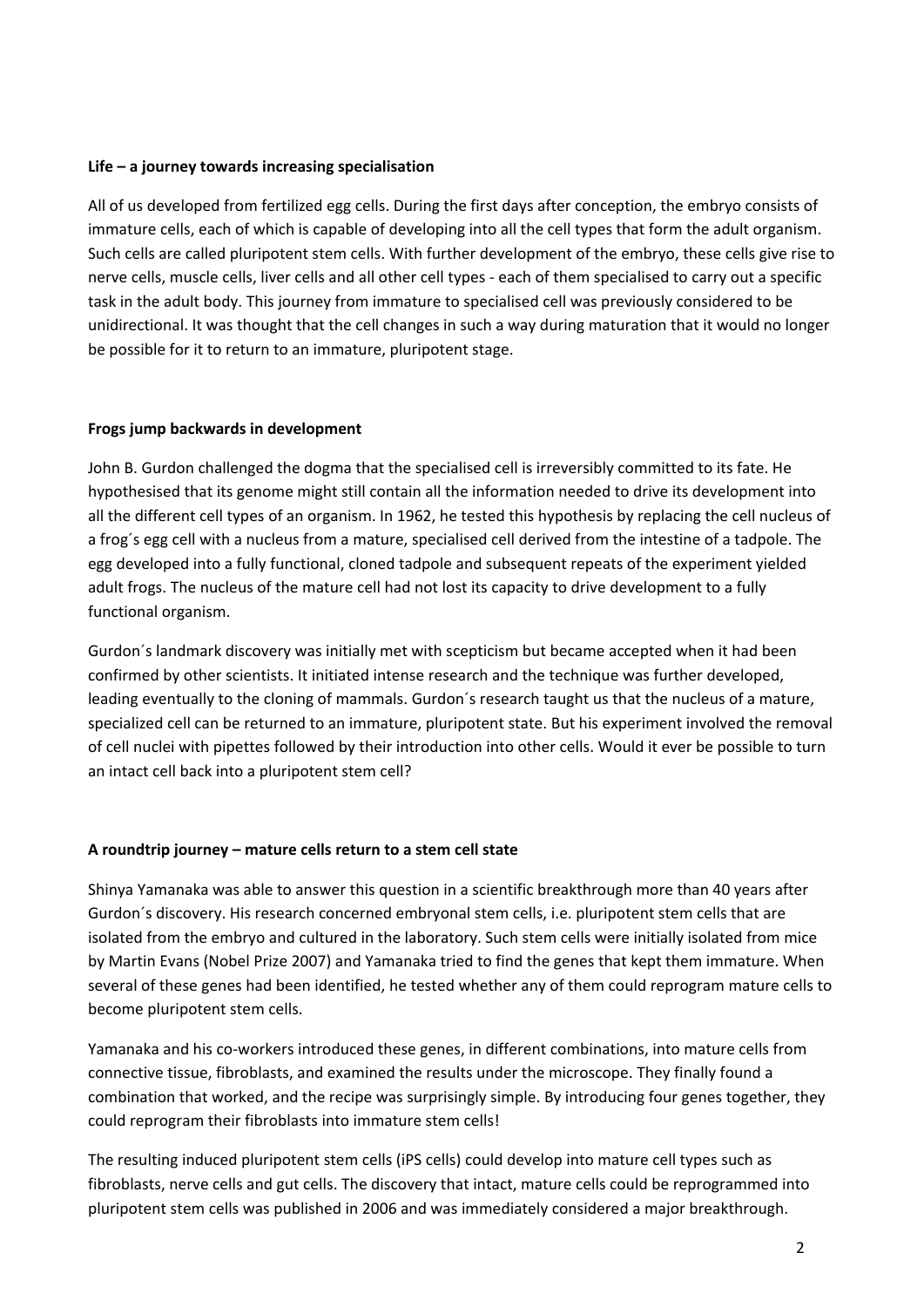**Life – a journey towards increasing specialisation**

All of us developed from fertilized egg cells. During the first days after conception, the embryo consists of immature cells, each of which is capable of developing into all the cell types that form the adult organism. Such cells are called pluripotent stem cells. With further development of the embryo, these cells give rise to nerve cells, muscle cells, liver cells and all other cell types - each of them specialised to carry out a specific task in the adult body. This journey from immature to specialised cell was previously considered to be unidirectional. It was thought that the cell changes in such a way during maturation that it would no longer be possible for it to return to an immature, pluripotent stage.

**Frogs jump backwards in development**

John B. Gurdon challenged the dogma that the specialised cell is irreversibly committed to its fate. He hypothesised that its genome might still contain all the information needed to drive its development into all the different cell types of an organism. In 1962, he tested this hypothesis by replacing the cell nucleus of a frog´s egg cell with a nucleus from a mature, specialised cell derived from the intestine of a tadpole. The egg developed into a fully functional, cloned tadpole and subsequent repeats of the experiment yielded adult frogs. The nucleus of the mature cell had not lost its capacity to drive development to a fully functional organism.

Gurdon´s landmark discovery was initially met with scepticism but became accepted when it had been confirmed by other scientists. It initiated intense research and the technique was further developed, leading eventually to the cloning of mammals. Gurdon´s research taught us that the nucleus of a mature, specialized cell can be returned to an immature, pluripotent state. But his experiment involved the removal of cell nuclei with pipettes followed by their introduction into other cells. Would it ever be possible to turn an intact cell back into a pluripotent stem cell?

**A roundtrip journey – mature cells return to a stem cell state**

Shinya Yamanaka was able to answer this question in a scientific breakthrough more than 40 years after Gurdon´s discovery. His research concerned embryonal stem cells, i.e. pluripotent stem cells that are isolated from the embryo and cultured in the laboratory. Such stem cells were initially isolated from mice by Martin Evans (Nobel Prize 2007) and Yamanaka tried to find the genes that kept them immature. When several of these genes had been identified, he tested whether any of them could reprogram mature cells to become pluripotent stem cells.

Yamanaka and his co-workers introduced these genes, in different combinations, into mature cells from connective tissue, fibroblasts, and examined the results under the microscope. They finally found a combination that worked, and the recipe was surprisingly simple. By introducing four genes together, they could reprogram their fibroblasts into immature stem cells!

The resulting induced pluripotent stem cells (iPS cells) could develop into mature cell types such as fibroblasts, nerve cells and gut cells. The discovery that intact, mature cells could be reprogrammed into pluripotent stem cells was published in 2006 and was immediately considered a major breakthrough.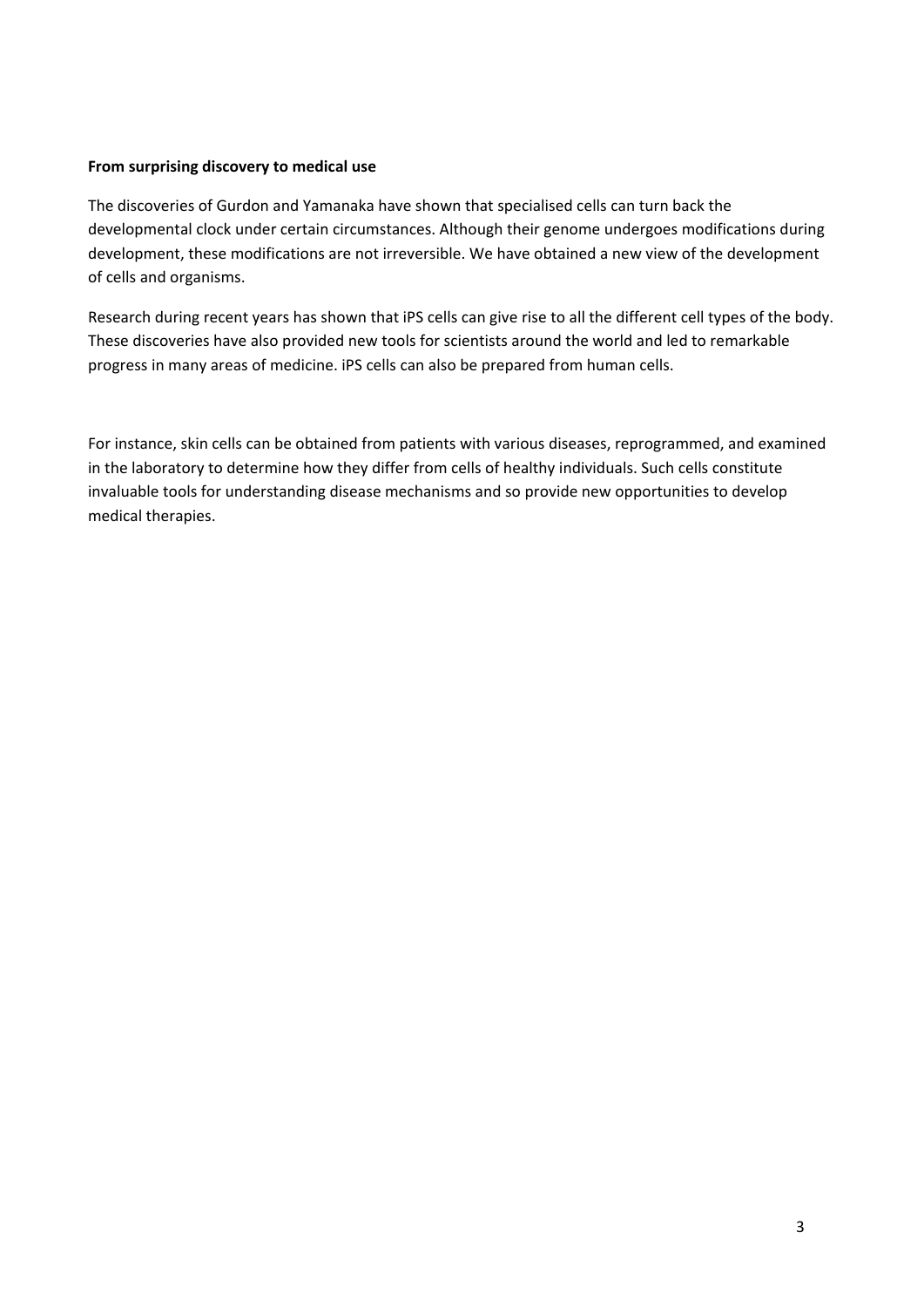**From surprising discovery to medical use**

The discoveries of Gurdon and Yamanaka have shown that specialised cells can turn back the developmental clock under certain circumstances. Although their genome undergoes modifications during development, these modifications are not irreversible. We have obtained a new view of the development of cells and organisms.

Research during recent years has shown that iPS cells can give rise to all the different cell types of the body. These discoveries have also provided new tools for scientists around the world and led to remarkable progress in many areas of medicine. iPS cells can also be prepared from human cells.

For instance, skin cells can be obtained from patients with various diseases, reprogrammed, and examined in the laboratory to determine how they differ from cells of healthy individuals. Such cells constitute invaluable tools for understanding disease mechanisms and so provide new opportunities to develop medical therapies.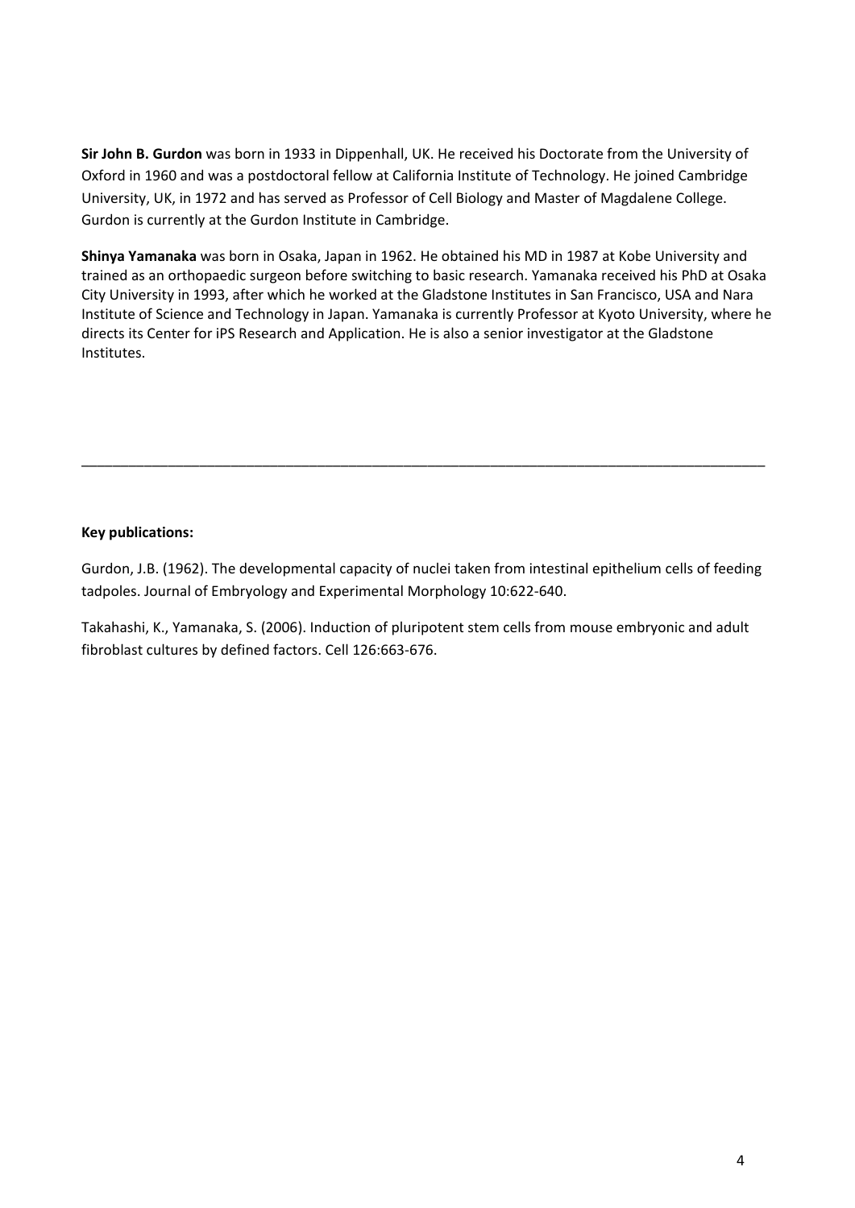**Sir John B. Gurdon** was born in 1933 in Dippenhall, UK. He received his Doctorate from the University of Oxford in 1960 and was a postdoctoral fellow at California Institute of Technology. He joined Cambridge University, UK, in 1972 and has served as Professor of Cell Biology and Master of Magdalene College. Gurdon is currently at the Gurdon Institute in Cambridge.

**Shinya Yamanaka** was born in Osaka, Japan in 1962. He obtained his MD in 1987 at Kobe University and trained as an orthopaedic surgeon before switching to basic research. Yamanaka received his PhD at Osaka City University in 1993, after which he worked at the Gladstone Institutes in San Francisco, USA and Nara Institute of Science and Technology in Japan. Yamanaka is currently Professor at Kyoto University, where he directs its Center for iPS Research and Application. He is also a senior investigator at the Gladstone Institutes.

---

**Key publications:**

Gurdon, J.B. (1962). The developmental capacity of nuclei taken from intestinal epithelium cells of feeding tadpoles. Journal of Embryology and Experimental Morphology 10:622-640.

Takahashi, K., Yamanaka, S. (2006). Induction of pluripotent stem cells from mouse embryonic and adult fibroblast cultures by defined factors. Cell 126:663-676.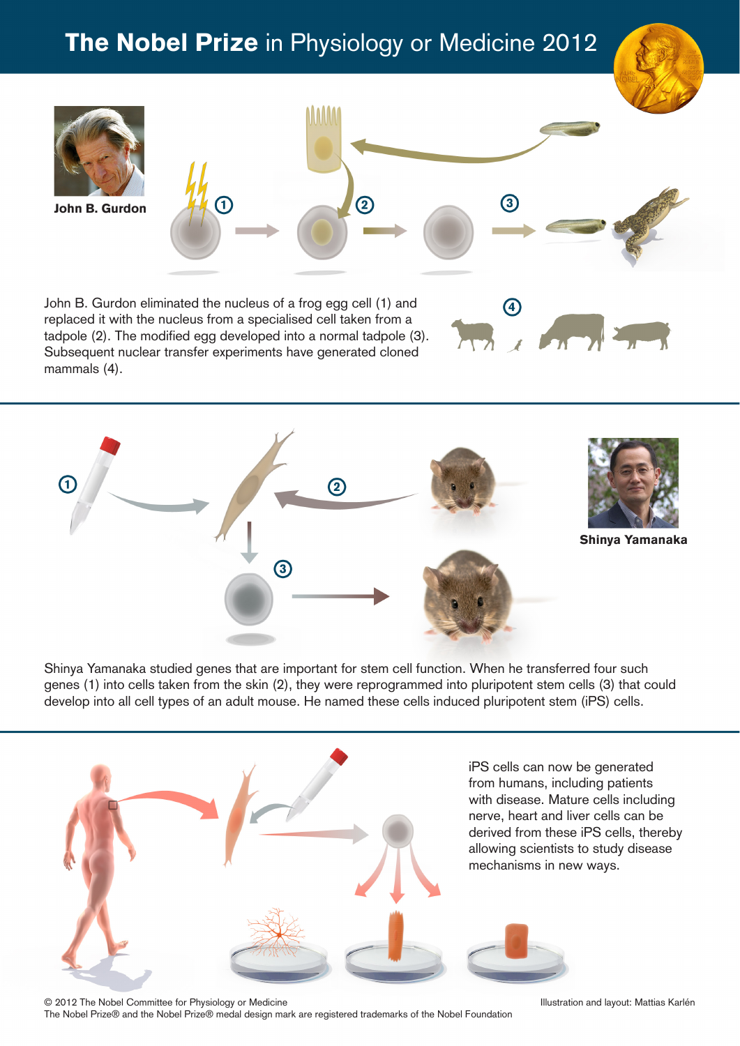# **The Nobel Prize** in Physiology or Medicine 2012

**John B. Gurdon**

John B. Gurdon eliminated the nucleus of a frog egg cell (1) and replaced it with the nucleus from a specialised cell taken from a tadpole (2). The modified egg developed into a normal tadpole (3). Subsequent nuclear transfer experiments have generated cloned mammals (4).

**Shinya Yamanaka**

Shinya Yamanaka studied genes that are important for stem cell function. When he transferred four such genes (1) into cells taken from the skin (2), they were reprogrammed into pluripotent stem cells (3) that could develop into all cell types of an adult mouse. He named these cells induced pluripotent stem (iPS) cells.

iPS cells can now be generated from humans, including patients with disease. Mature cells including nerve, heart and liver cells can be derived from these iPS cells, thereby allowing scientists to study disease mechanisms in new ways.

© 2012 The Nobel Committee for Physiology or Medicine
The Nobel Prize® and the Nobel Prize® medal design mark are registered trademarks of the Nobel Foundation

Illustration and layout: Mattias Karlén